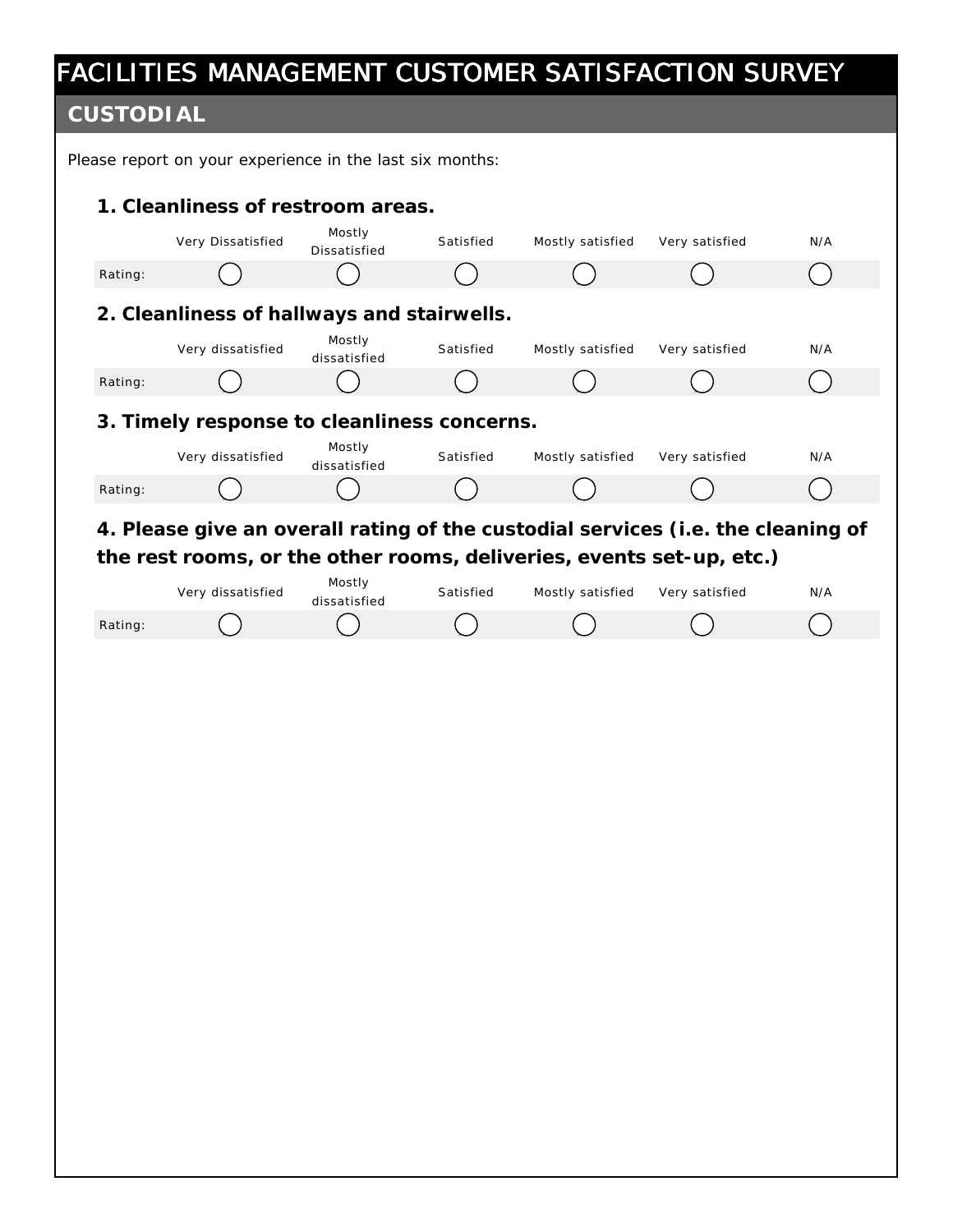# FACILITIES MANAGEMENT CUSTOMER SATISFACTION SURVEY

## CUSTODIAL

Please report on your experience in the last six months:

### 1. Cleanliness of restroom areas.

| | Very Dissatisfied | Mostly Dissatisfied | Satisfied | Mostly satisfied | Very satisfied | N/A |
|---|---|---|---|---|---|---|
| Rating: | ◯ | ◯ | ◯ | ◯ | ◯ | ◯ |

### 2. Cleanliness of hallways and stairwells.

| | Very dissatisfied | Mostly dissatisfied | Satisfied | Mostly satisfied | Very satisfied | N/A |
|---|---|---|---|---|---|---|
| Rating: | ◯ | ◯ | ◯ | ◯ | ◯ | ◯ |

### 3. Timely response to cleanliness concerns.

| | Very dissatisfied | Mostly dissatisfied | Satisfied | Mostly satisfied | Very satisfied | N/A |
|---|---|---|---|---|---|---|
| Rating: | ◯ | ◯ | ◯ | ◯ | ◯ | ◯ |

### 4. Please give an overall rating of the custodial services (i.e. the cleaning of the rest rooms, or the other rooms, deliveries, events set-up, etc.)

| | Very dissatisfied | Mostly dissatisfied | Satisfied | Mostly satisfied | Very satisfied | N/A |
|---|---|---|---|---|---|---|
| Rating: | ◯ | ◯ | ◯ | ◯ | ◯ | ◯ |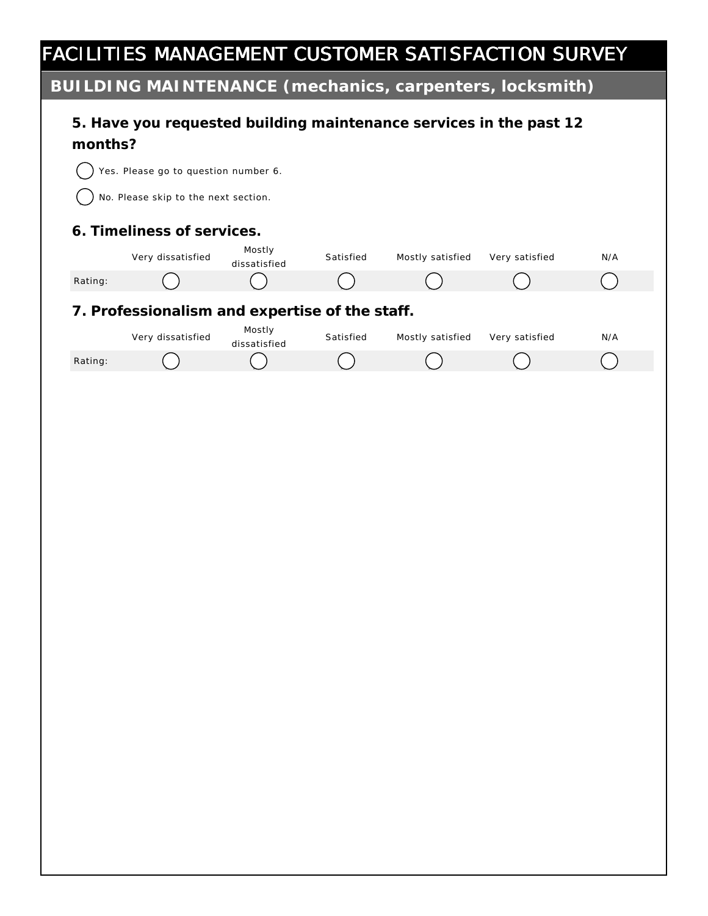# FACILITIES MANAGEMENT CUSTOMER SATISFACTION SURVEY

## BUILDING MAINTENANCE (mechanics, carpenters, locksmith)

### 5. Have you requested building maintenance services in the past 12 months?

- ◯ Yes. Please go to question number 6.
- ◯ No. Please skip to the next section.

### 6. Timeliness of services.

| | Very dissatisfied | Mostly dissatisfied | Satisfied | Mostly satisfied | Very satisfied | N/A |
|---|---|---|---|---|---|---|
| Rating: | ◯ | ◯ | ◯ | ◯ | ◯ | ◯ |

### 7. Professionalism and expertise of the staff.

| | Very dissatisfied | Mostly dissatisfied | Satisfied | Mostly satisfied | Very satisfied | N/A |
|---|---|---|---|---|---|---|
| Rating: | ◯ | ◯ | ◯ | ◯ | ◯ | ◯ |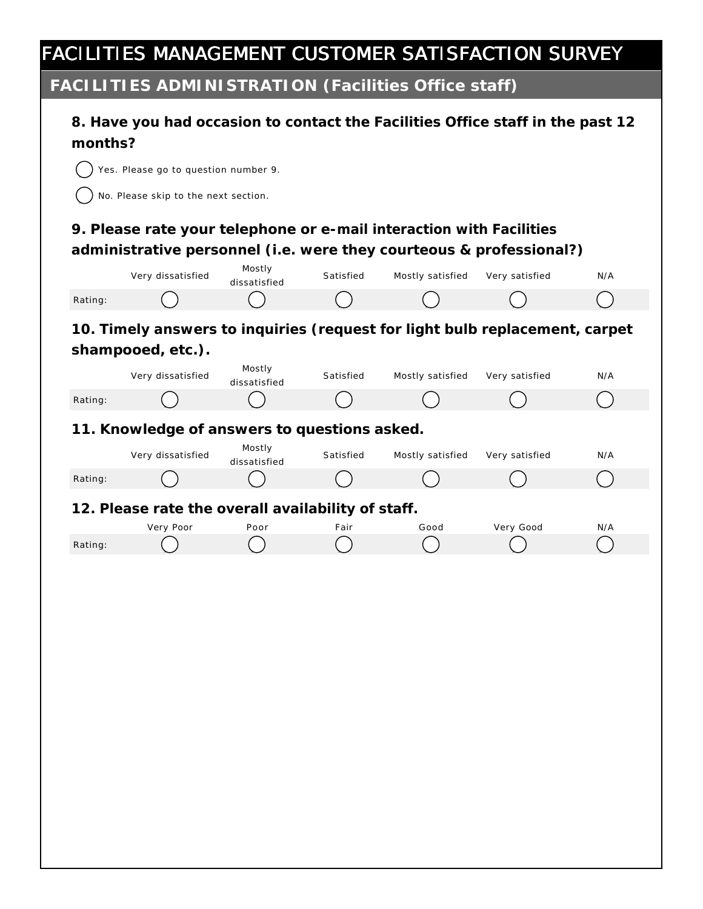# FACILITIES MANAGEMENT CUSTOMER SATISFACTION SURVEY

## FACILITIES ADMINISTRATION (Facilities Office staff)

### 8. Have you had occasion to contact the Facilities Office staff in the past 12 months?

- ◯ Yes. Please go to question number 9.
- ◯ No. Please skip to the next section.

### 9. Please rate your telephone or e-mail interaction with Facilities administrative personnel (i.e. were they courteous & professional?)

| | Very dissatisfied | Mostly dissatisfied | Satisfied | Mostly satisfied | Very satisfied | N/A |
|---|---|---|---|---|---|---|
| Rating: | ◯ | ◯ | ◯ | ◯ | ◯ | ◯ |

### 10. Timely answers to inquiries (request for light bulb replacement, carpet shampooed, etc.).

| | Very dissatisfied | Mostly dissatisfied | Satisfied | Mostly satisfied | Very satisfied | N/A |
|---|---|---|---|---|---|---|
| Rating: | ◯ | ◯ | ◯ | ◯ | ◯ | ◯ |

### 11. Knowledge of answers to questions asked.

| | Very dissatisfied | Mostly dissatisfied | Satisfied | Mostly satisfied | Very satisfied | N/A |
|---|---|---|---|---|---|---|
| Rating: | ◯ | ◯ | ◯ | ◯ | ◯ | ◯ |

### 12. Please rate the overall availability of staff.

| | Very Poor | Poor | Fair | Good | Very Good | N/A |
|---|---|---|---|---|---|---|
| Rating: | ◯ | ◯ | ◯ | ◯ | ◯ | ◯ |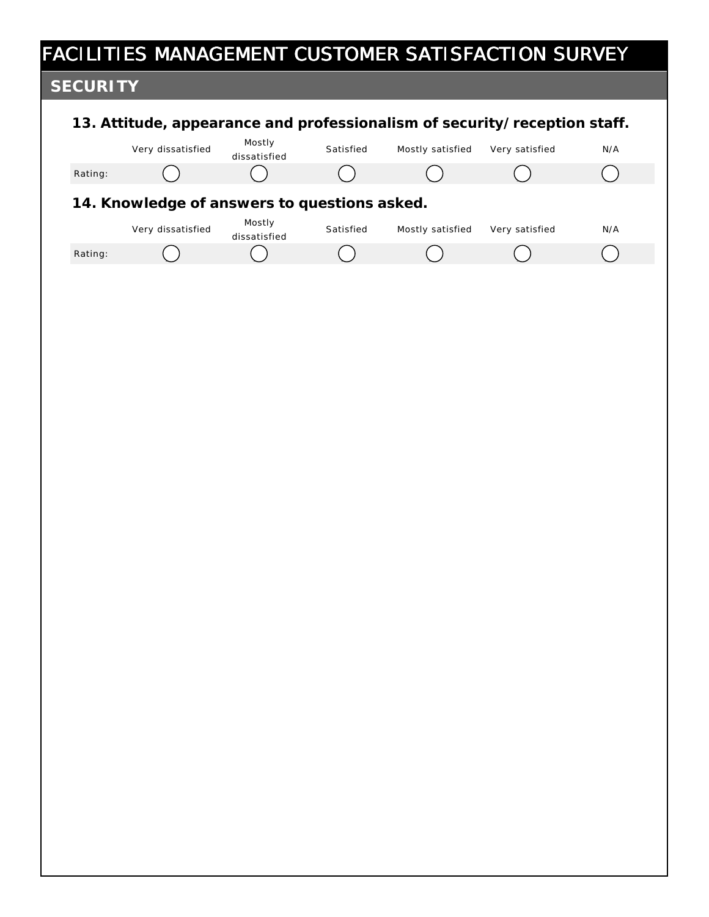# FACILITIES MANAGEMENT CUSTOMER SATISFACTION SURVEY

## SECURITY

### 13. Attitude, appearance and professionalism of security/reception staff.

| | Very dissatisfied | Mostly dissatisfied | Satisfied | Mostly satisfied | Very satisfied | N/A |
|---|---|---|---|---|---|---|
| Rating: | ◯ | ◯ | ◯ | ◯ | ◯ | ◯ |

### 14. Knowledge of answers to questions asked.

| | Very dissatisfied | Mostly dissatisfied | Satisfied | Mostly satisfied | Very satisfied | N/A |
|---|---|---|---|---|---|---|
| Rating: | ◯ | ◯ | ◯ | ◯ | ◯ | ◯ |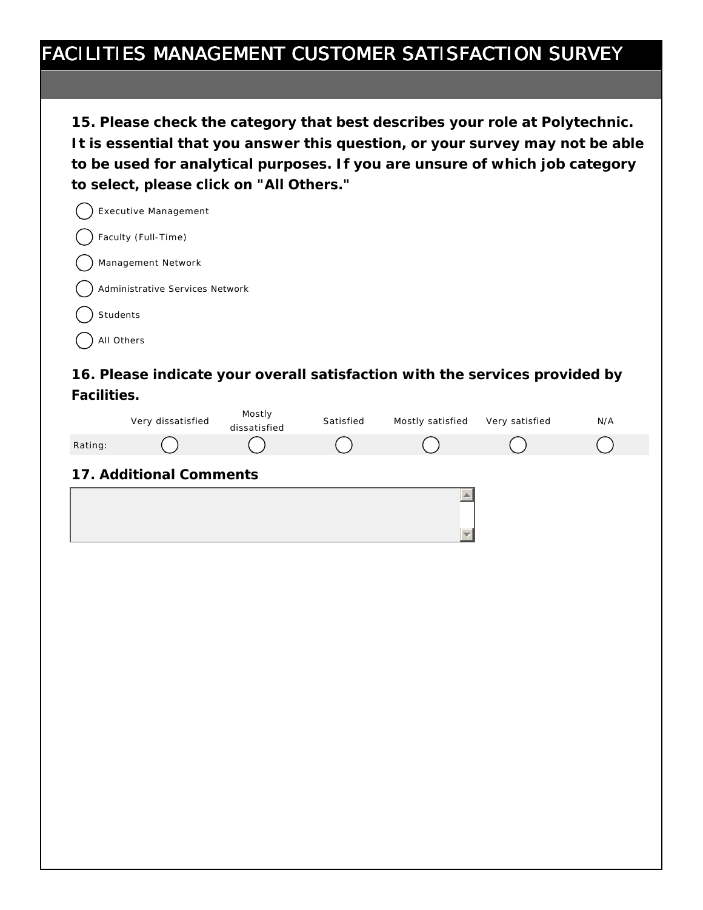# FACILITIES MANAGEMENT CUSTOMER SATISFACTION SURVEY

**15. Please check the category that best describes your role at Polytechnic. It is essential that you answer this question, or your survey may not be able to be used for analytical purposes. If you are unsure of which job category to select, please click on "All Others."**

- ( ) Executive Management
- ( ) Faculty (Full-Time)
- ( ) Management Network
- ( ) Administrative Services Network
- ( ) Students
- ( ) All Others

**16. Please indicate your overall satisfaction with the services provided by Facilities.**

| | Very dissatisfied | Mostly dissatisfied | Satisfied | Mostly satisfied | Very satisfied | N/A |
|---|---|---|---|---|---|---|
| Rating: | ( ) | ( ) | ( ) | ( ) | ( ) | ( ) |

**17. Additional Comments**

[ ]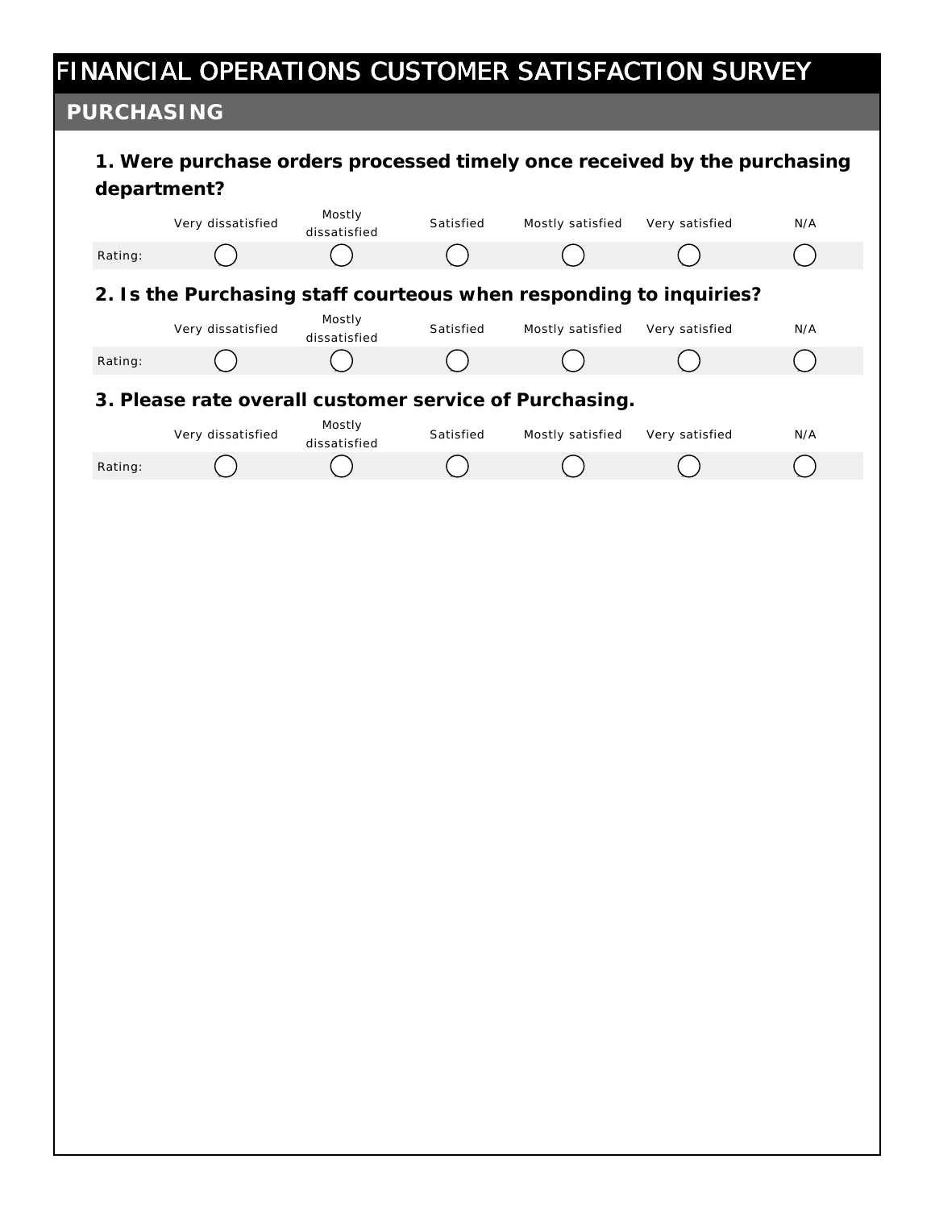# FINANCIAL OPERATIONS CUSTOMER SATISFACTION SURVEY

## PURCHASING

### 1. Were purchase orders processed timely once received by the purchasing department?

| | Very dissatisfied | Mostly dissatisfied | Satisfied | Mostly satisfied | Very satisfied | N/A |
|---|---|---|---|---|---|---|
| Rating: | ◯ | ◯ | ◯ | ◯ | ◯ | ◯ |

### 2. Is the Purchasing staff courteous when responding to inquiries?

| | Very dissatisfied | Mostly dissatisfied | Satisfied | Mostly satisfied | Very satisfied | N/A |
|---|---|---|---|---|---|---|
| Rating: | ◯ | ◯ | ◯ | ◯ | ◯ | ◯ |

### 3. Please rate overall customer service of Purchasing.

| | Very dissatisfied | Mostly dissatisfied | Satisfied | Mostly satisfied | Very satisfied | N/A |
|---|---|---|---|---|---|---|
| Rating: | ◯ | ◯ | ◯ | ◯ | ◯ | ◯ |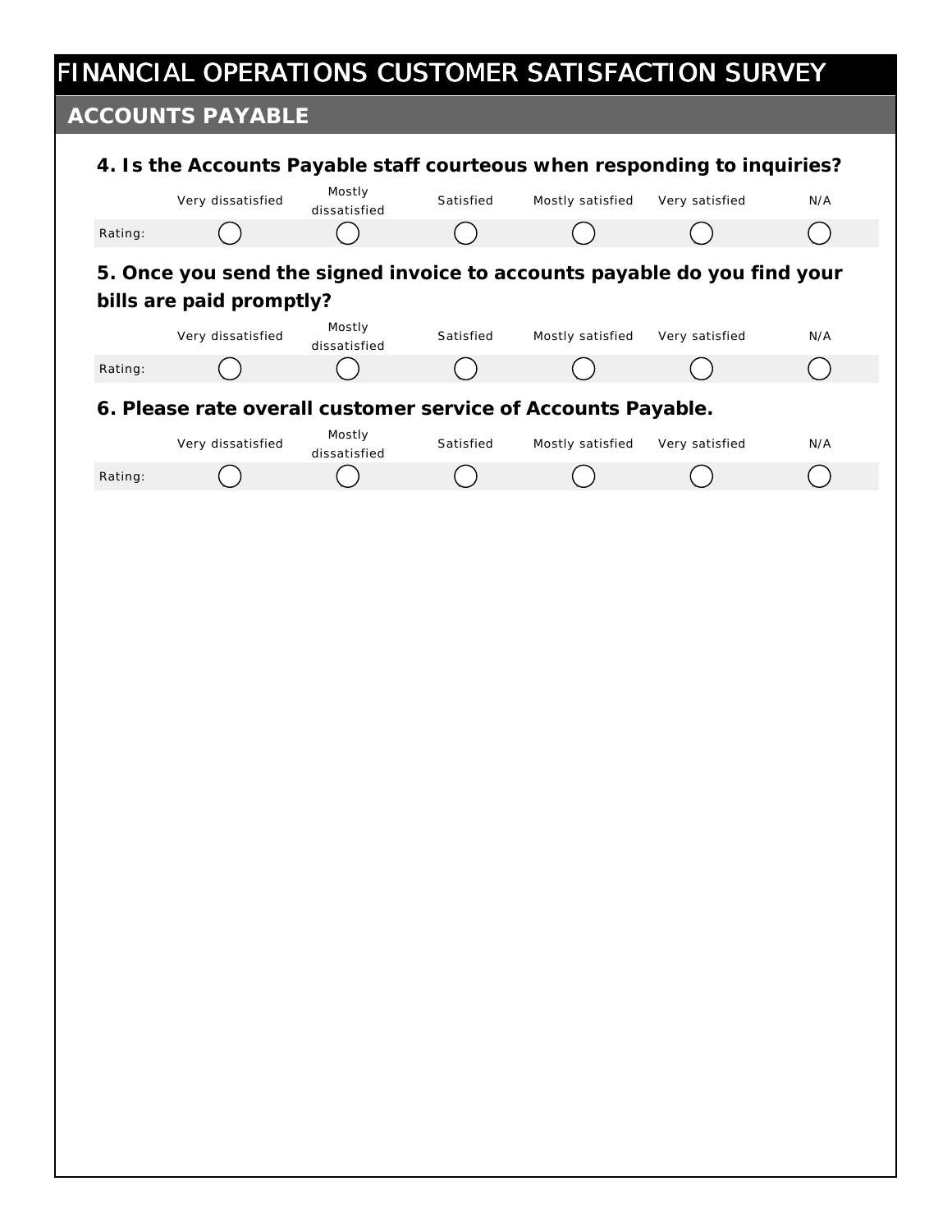# FINANCIAL OPERATIONS CUSTOMER SATISFACTION SURVEY

## ACCOUNTS PAYABLE

### 4. Is the Accounts Payable staff courteous when responding to inquiries?

| | Very dissatisfied | Mostly dissatisfied | Satisfied | Mostly satisfied | Very satisfied | N/A |
|---|---|---|---|---|---|---|
| Rating: | ◯ | ◯ | ◯ | ◯ | ◯ | ◯ |

### 5. Once you send the signed invoice to accounts payable do you find your bills are paid promptly?

| | Very dissatisfied | Mostly dissatisfied | Satisfied | Mostly satisfied | Very satisfied | N/A |
|---|---|---|---|---|---|---|
| Rating: | ◯ | ◯ | ◯ | ◯ | ◯ | ◯ |

### 6. Please rate overall customer service of Accounts Payable.

| | Very dissatisfied | Mostly dissatisfied | Satisfied | Mostly satisfied | Very satisfied | N/A |
|---|---|---|---|---|---|---|
| Rating: | ◯ | ◯ | ◯ | ◯ | ◯ | ◯ |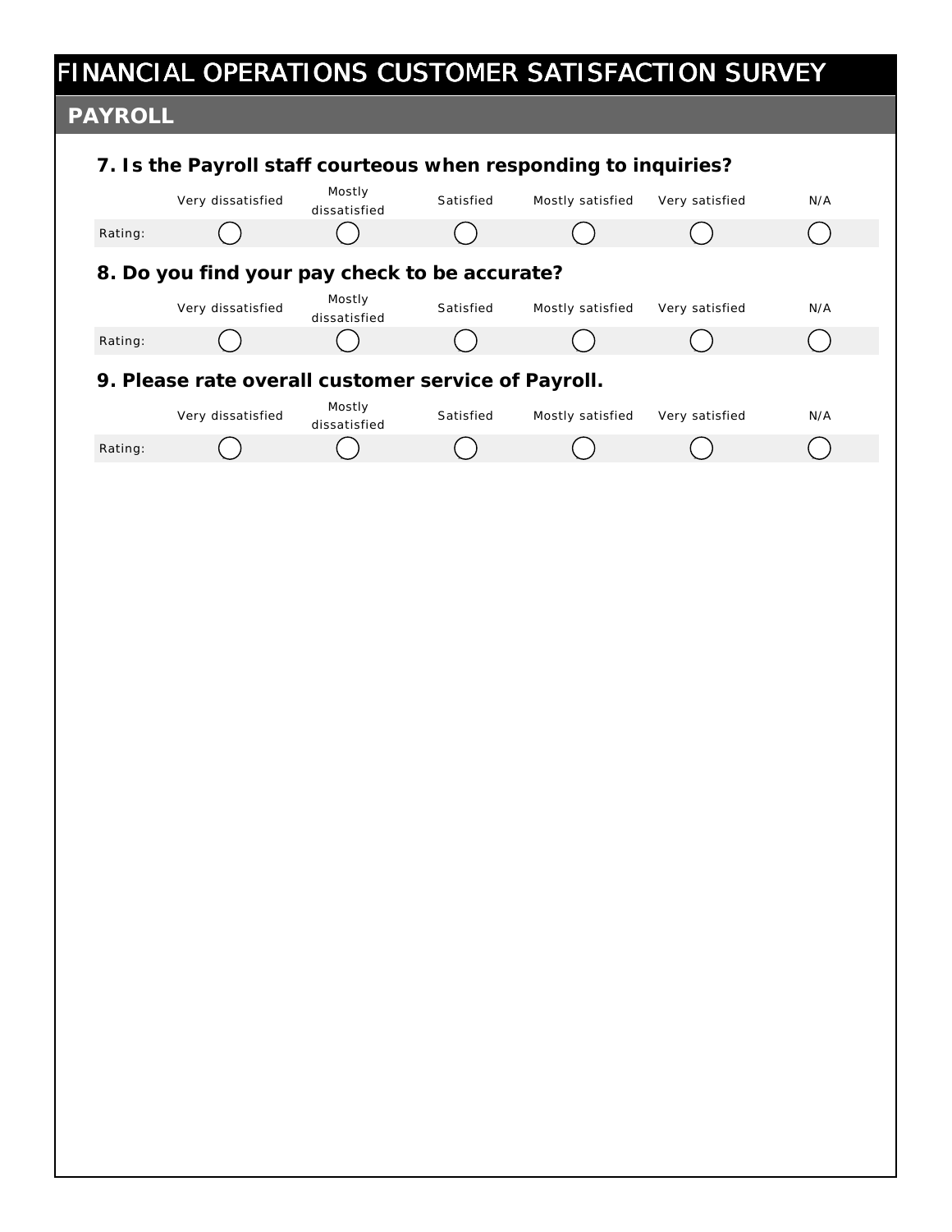# FINANCIAL OPERATIONS CUSTOMER SATISFACTION SURVEY

## PAYROLL

### 7. Is the Payroll staff courteous when responding to inquiries?

| | Very dissatisfied | Mostly dissatisfied | Satisfied | Mostly satisfied | Very satisfied | N/A |
|---|---|---|---|---|---|---|
| Rating: | ◯ | ◯ | ◯ | ◯ | ◯ | ◯ |

### 8. Do you find your pay check to be accurate?

| | Very dissatisfied | Mostly dissatisfied | Satisfied | Mostly satisfied | Very satisfied | N/A |
|---|---|---|---|---|---|---|
| Rating: | ◯ | ◯ | ◯ | ◯ | ◯ | ◯ |

### 9. Please rate overall customer service of Payroll.

| | Very dissatisfied | Mostly dissatisfied | Satisfied | Mostly satisfied | Very satisfied | N/A |
|---|---|---|---|---|---|---|
| Rating: | ◯ | ◯ | ◯ | ◯ | ◯ | ◯ |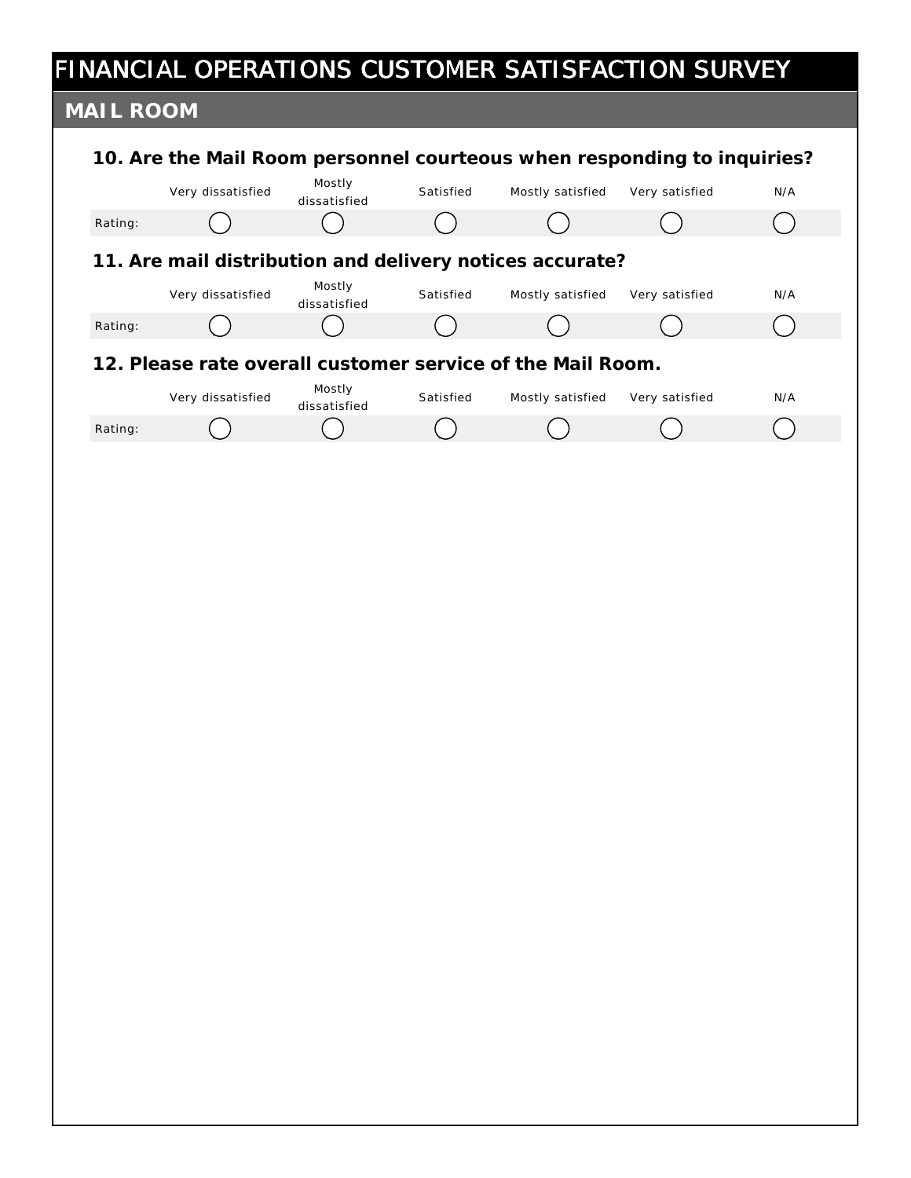# FINANCIAL OPERATIONS CUSTOMER SATISFACTION SURVEY

## MAIL ROOM

### 10. Are the Mail Room personnel courteous when responding to inquiries?

| | Very dissatisfied | Mostly dissatisfied | Satisfied | Mostly satisfied | Very satisfied | N/A |
|---|---|---|---|---|---|---|
| Rating: | ◯ | ◯ | ◯ | ◯ | ◯ | ◯ |

### 11. Are mail distribution and delivery notices accurate?

| | Very dissatisfied | Mostly dissatisfied | Satisfied | Mostly satisfied | Very satisfied | N/A |
|---|---|---|---|---|---|---|
| Rating: | ◯ | ◯ | ◯ | ◯ | ◯ | ◯ |

### 12. Please rate overall customer service of the Mail Room.

| | Very dissatisfied | Mostly dissatisfied | Satisfied | Mostly satisfied | Very satisfied | N/A |
|---|---|---|---|---|---|---|
| Rating: | ◯ | ◯ | ◯ | ◯ | ◯ | ◯ |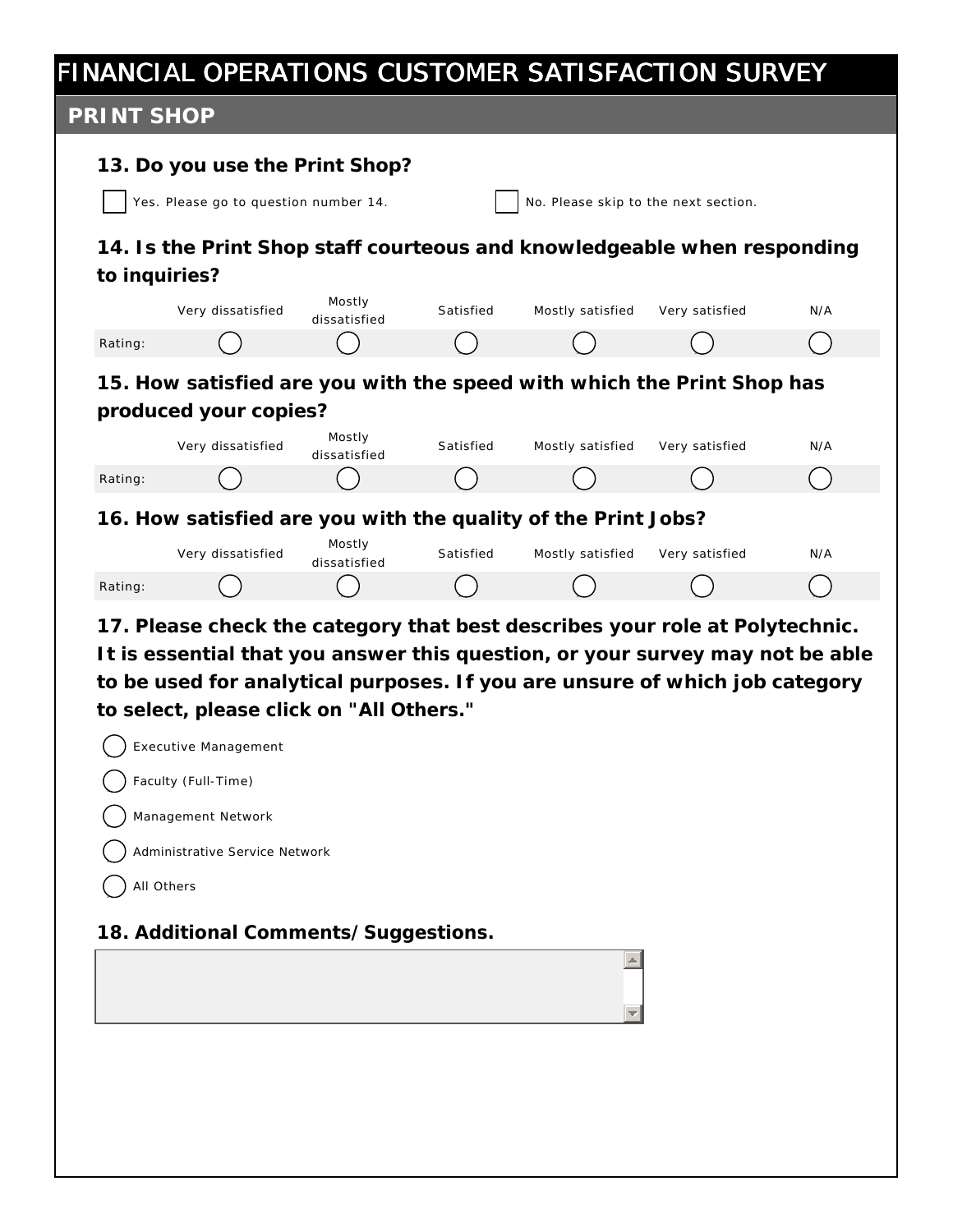# FINANCIAL OPERATIONS CUSTOMER SATISFACTION SURVEY

## PRINT SHOP

**13. Do you use the Print Shop?**

☐ Yes. Please go to question number 14.

☐ No. Please skip to the next section.

**14. Is the Print Shop staff courteous and knowledgeable when responding to inquiries?**

| | Very dissatisfied | Mostly dissatisfied | Satisfied | Mostly satisfied | Very satisfied | N/A |
|---|---|---|---|---|---|---|
| Rating: | ◯ | ◯ | ◯ | ◯ | ◯ | ◯ |

**15. How satisfied are you with the speed with which the Print Shop has produced your copies?**

| | Very dissatisfied | Mostly dissatisfied | Satisfied | Mostly satisfied | Very satisfied | N/A |
|---|---|---|---|---|---|---|
| Rating: | ◯ | ◯ | ◯ | ◯ | ◯ | ◯ |

**16. How satisfied are you with the quality of the Print Jobs?**

| | Very dissatisfied | Mostly dissatisfied | Satisfied | Mostly satisfied | Very satisfied | N/A |
|---|---|---|---|---|---|---|
| Rating: | ◯ | ◯ | ◯ | ◯ | ◯ | ◯ |

**17. Please check the category that best describes your role at Polytechnic. It is essential that you answer this question, or your survey may not be able to be used for analytical purposes. If you are unsure of which job category to select, please click on "All Others."**

◯ Executive Management

◯ Faculty (Full-Time)

◯ Management Network

◯ Administrative Service Network

◯ All Others

**18. Additional Comments/Suggestions.**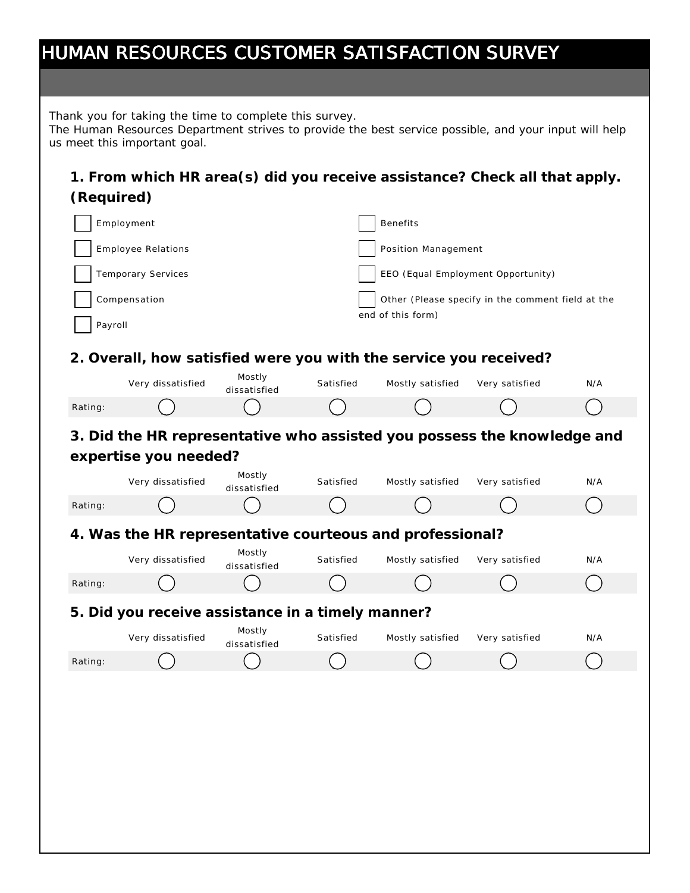# HUMAN RESOURCES CUSTOMER SATISFACTION SURVEY

Thank you for taking the time to complete this survey.
The Human Resources Department strives to provide the best service possible, and your input will help us meet this important goal.

## 1. From which HR area(s) did you receive assistance? Check all that apply. (Required)

- ☐ Employment
- ☐ Employee Relations
- ☐ Temporary Services
- ☐ Compensation
- ☐ Payroll
- ☐ Benefits
- ☐ Position Management
- ☐ EEO (Equal Employment Opportunity)
- ☐ Other (Please specify in the comment field at the end of this form)

## 2. Overall, how satisfied were you with the service you received?

| | Very dissatisfied | Mostly dissatisfied | Satisfied | Mostly satisfied | Very satisfied | N/A |
|---|---|---|---|---|---|---|
| Rating: | ◯ | ◯ | ◯ | ◯ | ◯ | ◯ |

## 3. Did the HR representative who assisted you possess the knowledge and expertise you needed?

| | Very dissatisfied | Mostly dissatisfied | Satisfied | Mostly satisfied | Very satisfied | N/A |
|---|---|---|---|---|---|---|
| Rating: | ◯ | ◯ | ◯ | ◯ | ◯ | ◯ |

## 4. Was the HR representative courteous and professional?

| | Very dissatisfied | Mostly dissatisfied | Satisfied | Mostly satisfied | Very satisfied | N/A |
|---|---|---|---|---|---|---|
| Rating: | ◯ | ◯ | ◯ | ◯ | ◯ | ◯ |

## 5. Did you receive assistance in a timely manner?

| | Very dissatisfied | Mostly dissatisfied | Satisfied | Mostly satisfied | Very satisfied | N/A |
|---|---|---|---|---|---|---|
| Rating: | ◯ | ◯ | ◯ | ◯ | ◯ | ◯ |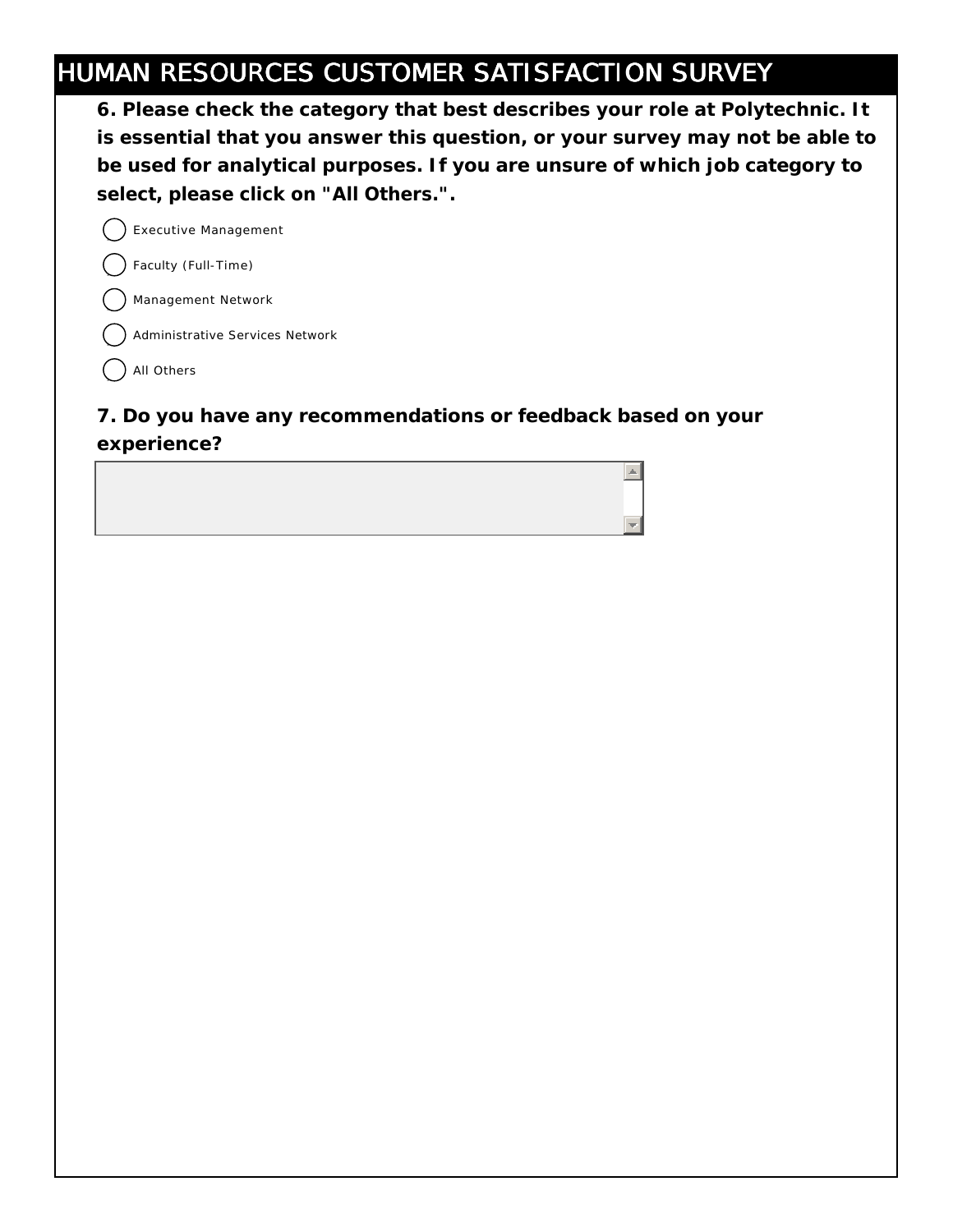# HUMAN RESOURCES CUSTOMER SATISFACTION SURVEY

**6. Please check the category that best describes your role at Polytechnic. It is essential that you answer this question, or your survey may not be able to be used for analytical purposes. If you are unsure of which job category to select, please click on "All Others.".**

- ◯ Executive Management
- ◯ Faculty (Full-Time)
- ◯ Management Network
- ◯ Administrative Services Network
- ◯ All Others

**7. Do you have any recommendations or feedback based on your experience?**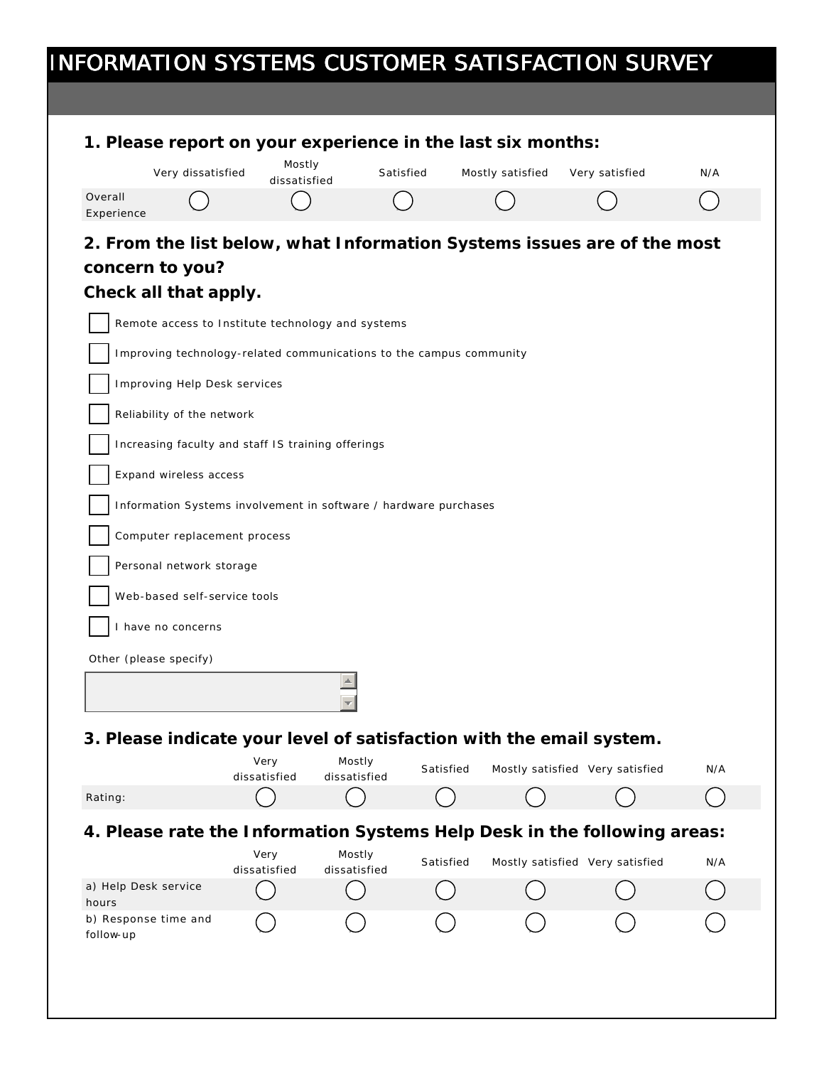# INFORMATION SYSTEMS CUSTOMER SATISFACTION SURVEY

**1. Please report on your experience in the last six months:**

| | Very dissatisfied | Mostly dissatisfied | Satisfied | Mostly satisfied | Very satisfied | N/A |
|---|---|---|---|---|---|---|
| Overall Experience | ◯ | ◯ | ◯ | ◯ | ◯ | ◯ |

**2. From the list below, what Information Systems issues are of the most concern to you?**
**Check all that apply.**

- ☐ Remote access to Institute technology and systems
- ☐ Improving technology-related communications to the campus community
- ☐ Improving Help Desk services
- ☐ Reliability of the network
- ☐ Increasing faculty and staff IS training offerings
- ☐ Expand wireless access
- ☐ Information Systems involvement in software / hardware purchases
- ☐ Computer replacement process
- ☐ Personal network storage
- ☐ Web-based self-service tools
- ☐ I have no concerns

Other (please specify)

**3. Please indicate your level of satisfaction with the email system.**

| | Very dissatisfied | Mostly dissatisfied | Satisfied | Mostly satisfied | Very satisfied | N/A |
|---|---|---|---|---|---|---|
| Rating: | ◯ | ◯ | ◯ | ◯ | ◯ | ◯ |

**4. Please rate the Information Systems Help Desk in the following areas:**

| | Very dissatisfied | Mostly dissatisfied | Satisfied | Mostly satisfied | Very satisfied | N/A |
|---|---|---|---|---|---|---|
| a) Help Desk service hours | ◯ | ◯ | ◯ | ◯ | ◯ | ◯ |
| b) Response time and follow-up | ◯ | ◯ | ◯ | ◯ | ◯ | ◯ |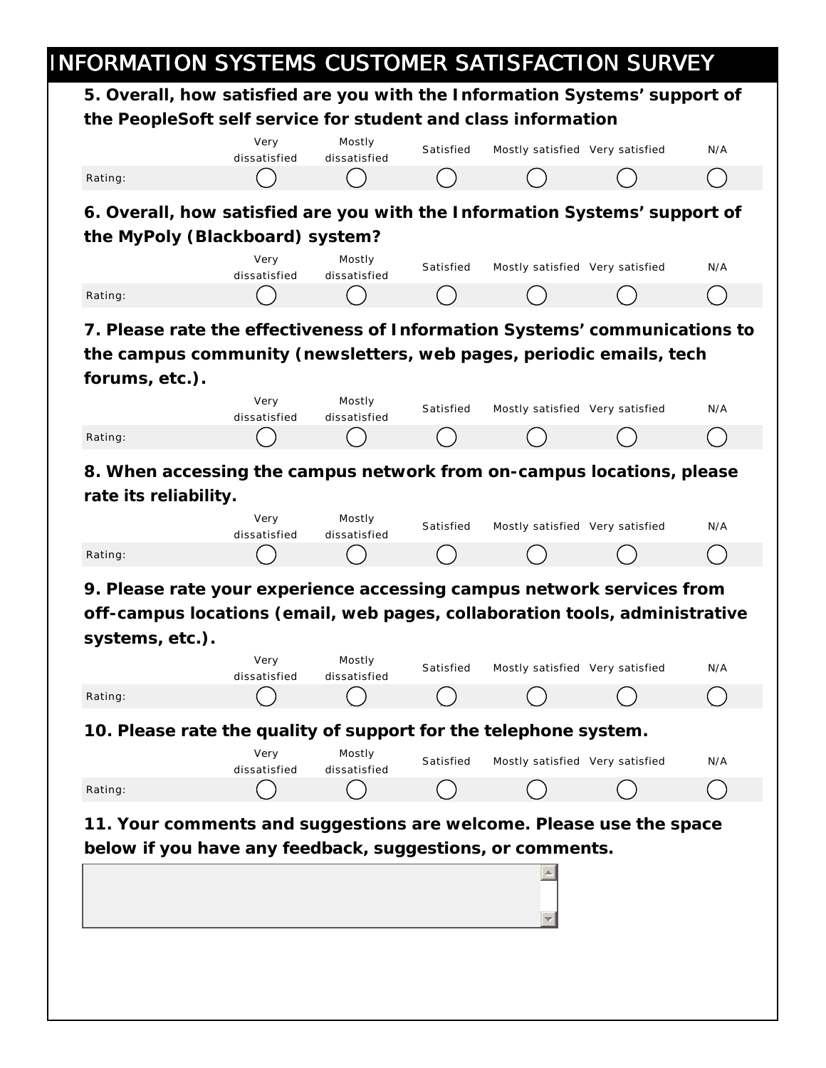# INFORMATION SYSTEMS CUSTOMER SATISFACTION SURVEY

**5. Overall, how satisfied are you with the Information Systems' support of the PeopleSoft self service for student and class information**

| | Very dissatisfied | Mostly dissatisfied | Satisfied | Mostly satisfied | Very satisfied | N/A |
|---|---|---|---|---|---|---|
| Rating: | ◯ | ◯ | ◯ | ◯ | ◯ | ◯ |

**6. Overall, how satisfied are you with the Information Systems' support of the MyPoly (Blackboard) system?**

| | Very dissatisfied | Mostly dissatisfied | Satisfied | Mostly satisfied | Very satisfied | N/A |
|---|---|---|---|---|---|---|
| Rating: | ◯ | ◯ | ◯ | ◯ | ◯ | ◯ |

**7. Please rate the effectiveness of Information Systems' communications to the campus community (newsletters, web pages, periodic emails, tech forums, etc.).**

| | Very dissatisfied | Mostly dissatisfied | Satisfied | Mostly satisfied | Very satisfied | N/A |
|---|---|---|---|---|---|---|
| Rating: | ◯ | ◯ | ◯ | ◯ | ◯ | ◯ |

**8. When accessing the campus network from on-campus locations, please rate its reliability.**

| | Very dissatisfied | Mostly dissatisfied | Satisfied | Mostly satisfied | Very satisfied | N/A |
|---|---|---|---|---|---|---|
| Rating: | ◯ | ◯ | ◯ | ◯ | ◯ | ◯ |

**9. Please rate your experience accessing campus network services from off-campus locations (email, web pages, collaboration tools, administrative systems, etc.).**

| | Very dissatisfied | Mostly dissatisfied | Satisfied | Mostly satisfied | Very satisfied | N/A |
|---|---|---|---|---|---|---|
| Rating: | ◯ | ◯ | ◯ | ◯ | ◯ | ◯ |

**10. Please rate the quality of support for the telephone system.**

| | Very dissatisfied | Mostly dissatisfied | Satisfied | Mostly satisfied | Very satisfied | N/A |
|---|---|---|---|---|---|---|
| Rating: | ◯ | ◯ | ◯ | ◯ | ◯ | ◯ |

**11. Your comments and suggestions are welcome. Please use the space below if you have any feedback, suggestions, or comments.**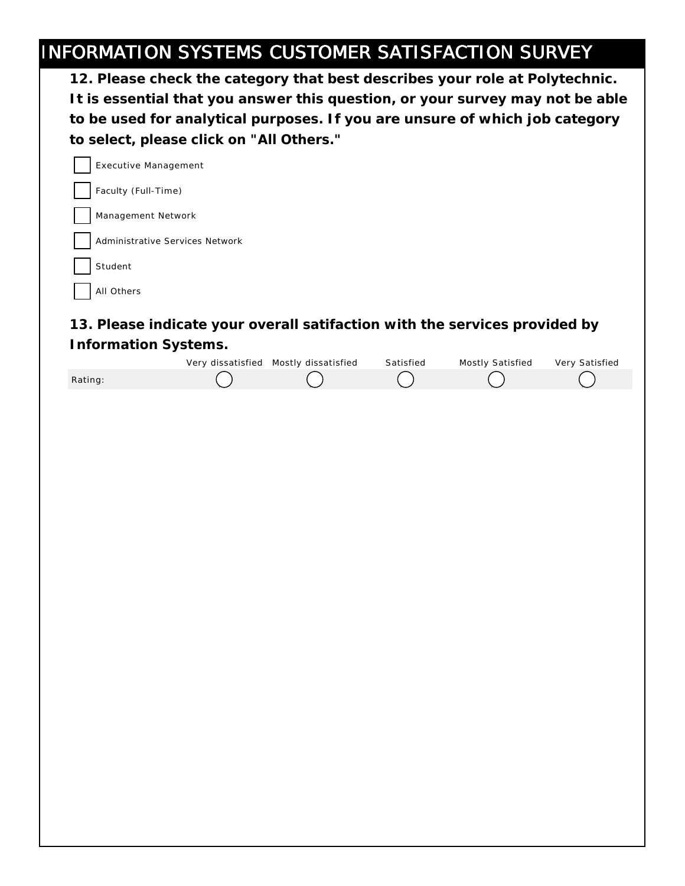# INFORMATION SYSTEMS CUSTOMER SATISFACTION SURVEY

**12. Please check the category that best describes your role at Polytechnic. It is essential that you answer this question, or your survey may not be able to be used for analytical purposes. If you are unsure of which job category to select, please click on "All Others."**

- [ ] Executive Management
- [ ] Faculty (Full-Time)
- [ ] Management Network
- [ ] Administrative Services Network
- [ ] Student
- [ ] All Others

**13. Please indicate your overall satifaction with the services provided by Information Systems.**

| | Very dissatisfied | Mostly dissatisfied | Satisfied | Mostly Satisfied | Very Satisfied |
|---|---|---|---|---|---|
| Rating: | ◯ | ◯ | ◯ | ◯ | ◯ |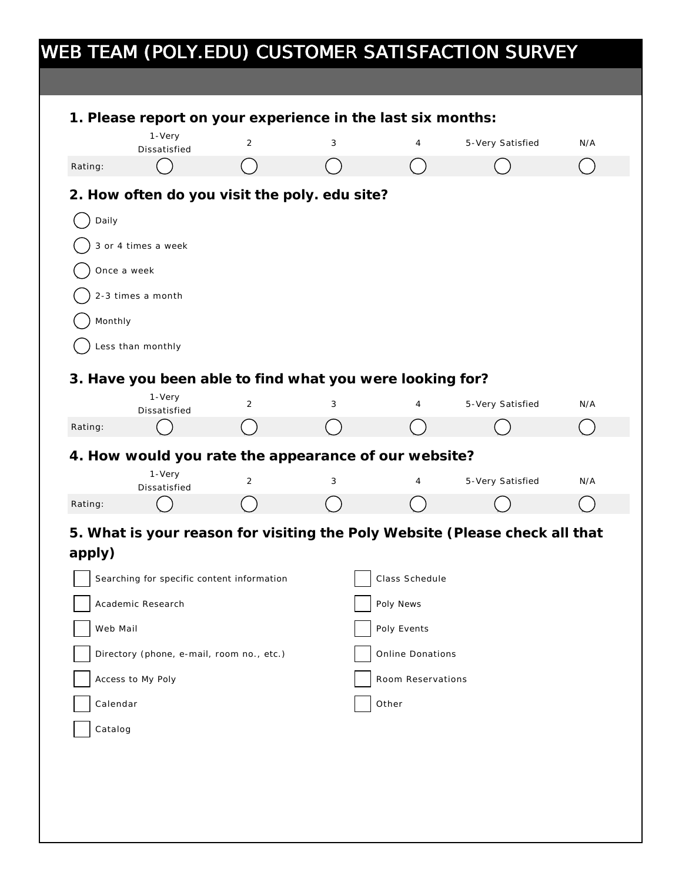# WEB TEAM (POLY.EDU) CUSTOMER SATISFACTION SURVEY

## 1. Please report on your experience in the last six months:

| | 1-Very Dissatisfied | 2 | 3 | 4 | 5-Very Satisfied | N/A |
|---|---|---|---|---|---|---|
| Rating: | ◯ | ◯ | ◯ | ◯ | ◯ | ◯ |

## 2. How often do you visit the poly. edu site?

- ◯ Daily
- ◯ 3 or 4 times a week
- ◯ Once a week
- ◯ 2-3 times a month
- ◯ Monthly
- ◯ Less than monthly

## 3. Have you been able to find what you were looking for?

| | 1-Very Dissatisfied | 2 | 3 | 4 | 5-Very Satisfied | N/A |
|---|---|---|---|---|---|---|
| Rating: | ◯ | ◯ | ◯ | ◯ | ◯ | ◯ |

## 4. How would you rate the appearance of our website?

| | 1-Very Dissatisfied | 2 | 3 | 4 | 5-Very Satisfied | N/A |
|---|---|---|---|---|---|---|
| Rating: | ◯ | ◯ | ◯ | ◯ | ◯ | ◯ |

## 5. What is your reason for visiting the Poly Website (Please check all that apply)

- ☐ Searching for specific content information
- ☐ Academic Research
- ☐ Web Mail
- ☐ Directory (phone, e-mail, room no., etc.)
- ☐ Access to My Poly
- ☐ Calendar
- ☐ Catalog
- ☐ Class Schedule
- ☐ Poly News
- ☐ Poly Events
- ☐ Online Donations
- ☐ Room Reservations
- ☐ Other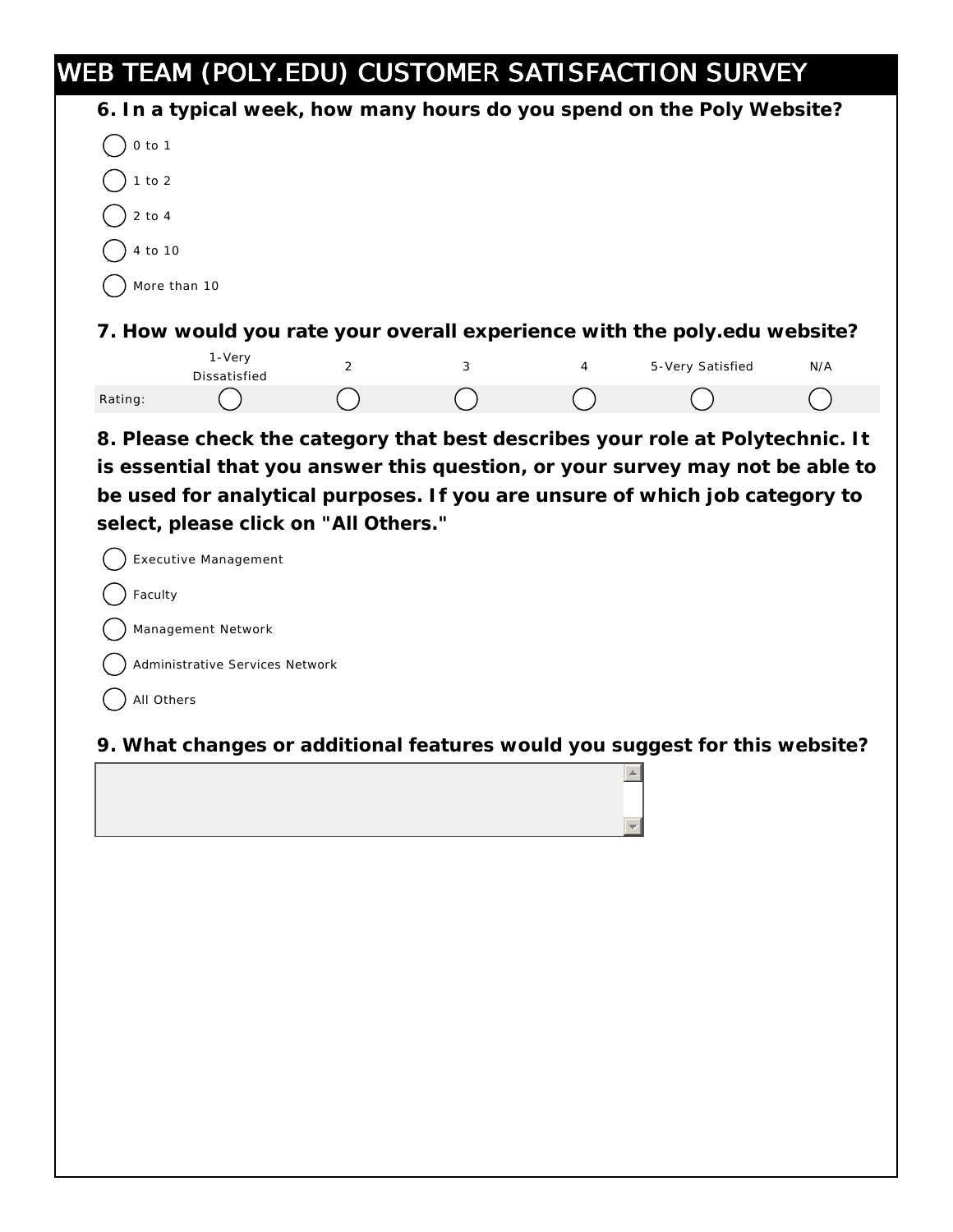# WEB TEAM (POLY.EDU) CUSTOMER SATISFACTION SURVEY

**6. In a typical week, how many hours do you spend on the Poly Website?**

- ( ) 0 to 1
- ( ) 1 to 2
- ( ) 2 to 4
- ( ) 4 to 10
- ( ) More than 10

**7. How would you rate your overall experience with the poly.edu website?**

| | 1-Very Dissatisfied | 2 | 3 | 4 | 5-Very Satisfied | N/A |
|---|---|---|---|---|---|---|
| Rating: | ( ) | ( ) | ( ) | ( ) | ( ) | ( ) |

**8. Please check the category that best describes your role at Polytechnic. It is essential that you answer this question, or your survey may not be able to be used for analytical purposes. If you are unsure of which job category to select, please click on "All Others."**

- ( ) Executive Management
- ( ) Faculty
- ( ) Management Network
- ( ) Administrative Services Network
- ( ) All Others

**9. What changes or additional features would you suggest for this website?**